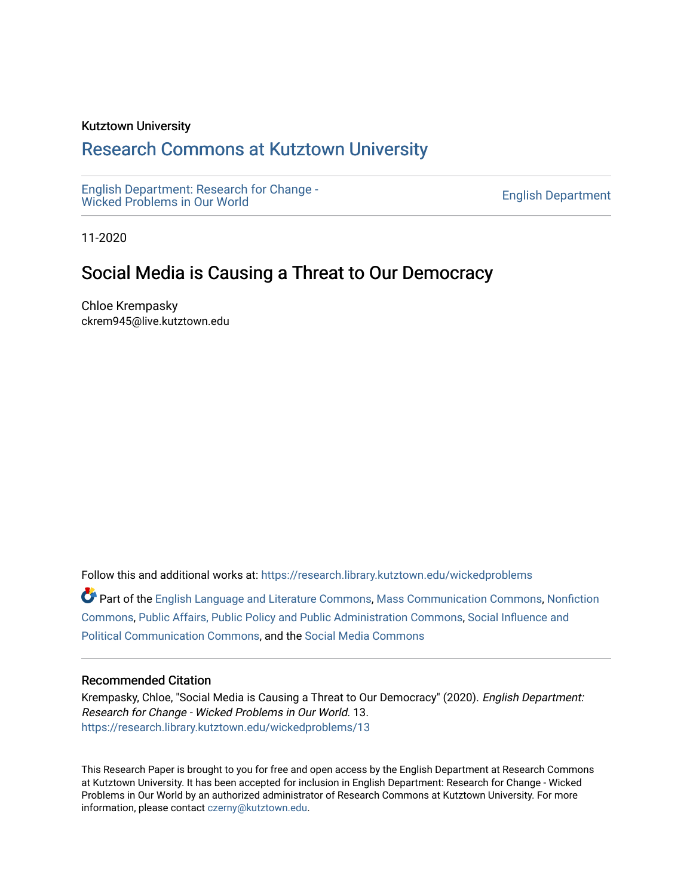Kutztown University

## Research Commons at Kutztown University

English Department: Research for Change - Wicked Problems in Our World

English Department

11-2020

# Social Media is Causing a Threat to Our Democracy

Chloe Krempasky
ckrem945@live.kutztown.edu

Follow this and additional works at: https://research.library.kutztown.edu/wickedproblems

Part of the English Language and Literature Commons, Mass Communication Commons, Nonfiction Commons, Public Affairs, Public Policy and Public Administration Commons, Social Influence and Political Communication Commons, and the Social Media Commons

### Recommended Citation

Krempasky, Chloe, "Social Media is Causing a Threat to Our Democracy" (2020). *English Department: Research for Change - Wicked Problems in Our World*. 13.
https://research.library.kutztown.edu/wickedproblems/13

This Research Paper is brought to you for free and open access by the English Department at Research Commons at Kutztown University. It has been accepted for inclusion in English Department: Research for Change - Wicked Problems in Our World by an authorized administrator of Research Commons at Kutztown University. For more information, please contact czerny@kutztown.edu.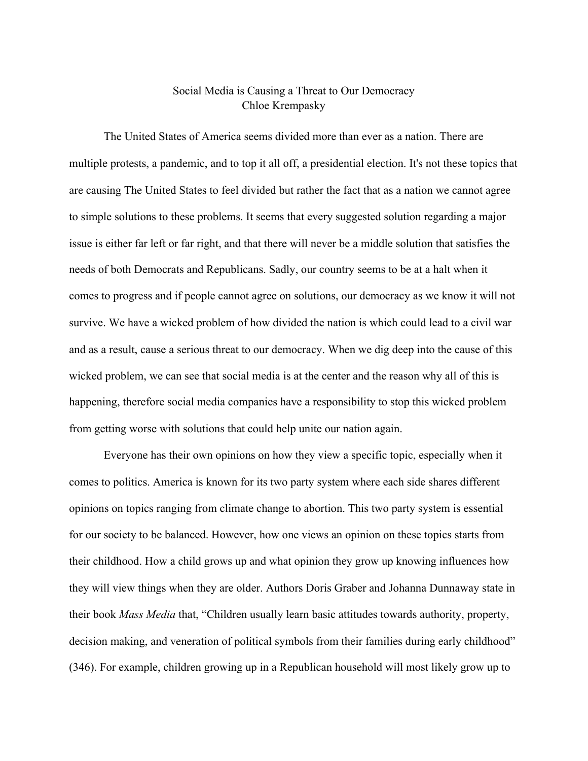# Social Media is Causing a Threat to Our Democracy

Chloe Krempasky

The United States of America seems divided more than ever as a nation. There are multiple protests, a pandemic, and to top it all off, a presidential election. It's not these topics that are causing The United States to feel divided but rather the fact that as a nation we cannot agree to simple solutions to these problems. It seems that every suggested solution regarding a major issue is either far left or far right, and that there will never be a middle solution that satisfies the needs of both Democrats and Republicans. Sadly, our country seems to be at a halt when it comes to progress and if people cannot agree on solutions, our democracy as we know it will not survive. We have a wicked problem of how divided the nation is which could lead to a civil war and as a result, cause a serious threat to our democracy. When we dig deep into the cause of this wicked problem, we can see that social media is at the center and the reason why all of this is happening, therefore social media companies have a responsibility to stop this wicked problem from getting worse with solutions that could help unite our nation again.

Everyone has their own opinions on how they view a specific topic, especially when it comes to politics. America is known for its two party system where each side shares different opinions on topics ranging from climate change to abortion. This two party system is essential for our society to be balanced. However, how one views an opinion on these topics starts from their childhood. How a child grows up and what opinion they grow up knowing influences how they will view things when they are older. Authors Doris Graber and Johanna Dunnaway state in their book *Mass Media* that, "Children usually learn basic attitudes towards authority, property, decision making, and veneration of political symbols from their families during early childhood" (346). For example, children growing up in a Republican household will most likely grow up to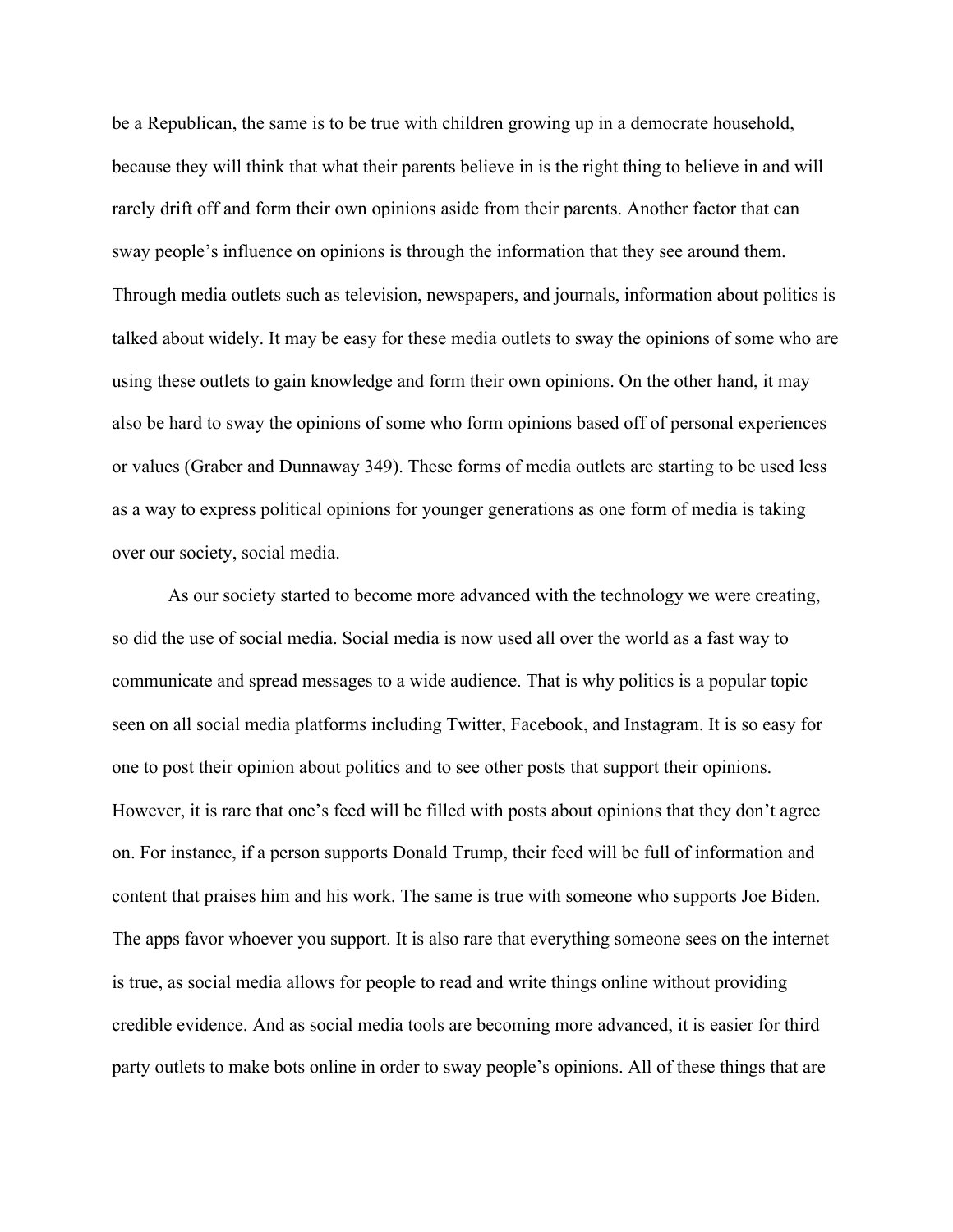be a Republican, the same is to be true with children growing up in a democrate household, because they will think that what their parents believe in is the right thing to believe in and will rarely drift off and form their own opinions aside from their parents. Another factor that can sway people's influence on opinions is through the information that they see around them. Through media outlets such as television, newspapers, and journals, information about politics is talked about widely. It may be easy for these media outlets to sway the opinions of some who are using these outlets to gain knowledge and form their own opinions. On the other hand, it may also be hard to sway the opinions of some who form opinions based off of personal experiences or values (Graber and Dunnaway 349). These forms of media outlets are starting to be used less as a way to express political opinions for younger generations as one form of media is taking over our society, social media.

As our society started to become more advanced with the technology we were creating, so did the use of social media. Social media is now used all over the world as a fast way to communicate and spread messages to a wide audience. That is why politics is a popular topic seen on all social media platforms including Twitter, Facebook, and Instagram. It is so easy for one to post their opinion about politics and to see other posts that support their opinions. However, it is rare that one's feed will be filled with posts about opinions that they don't agree on. For instance, if a person supports Donald Trump, their feed will be full of information and content that praises him and his work. The same is true with someone who supports Joe Biden. The apps favor whoever you support. It is also rare that everything someone sees on the internet is true, as social media allows for people to read and write things online without providing credible evidence. And as social media tools are becoming more advanced, it is easier for third party outlets to make bots online in order to sway people's opinions. All of these things that are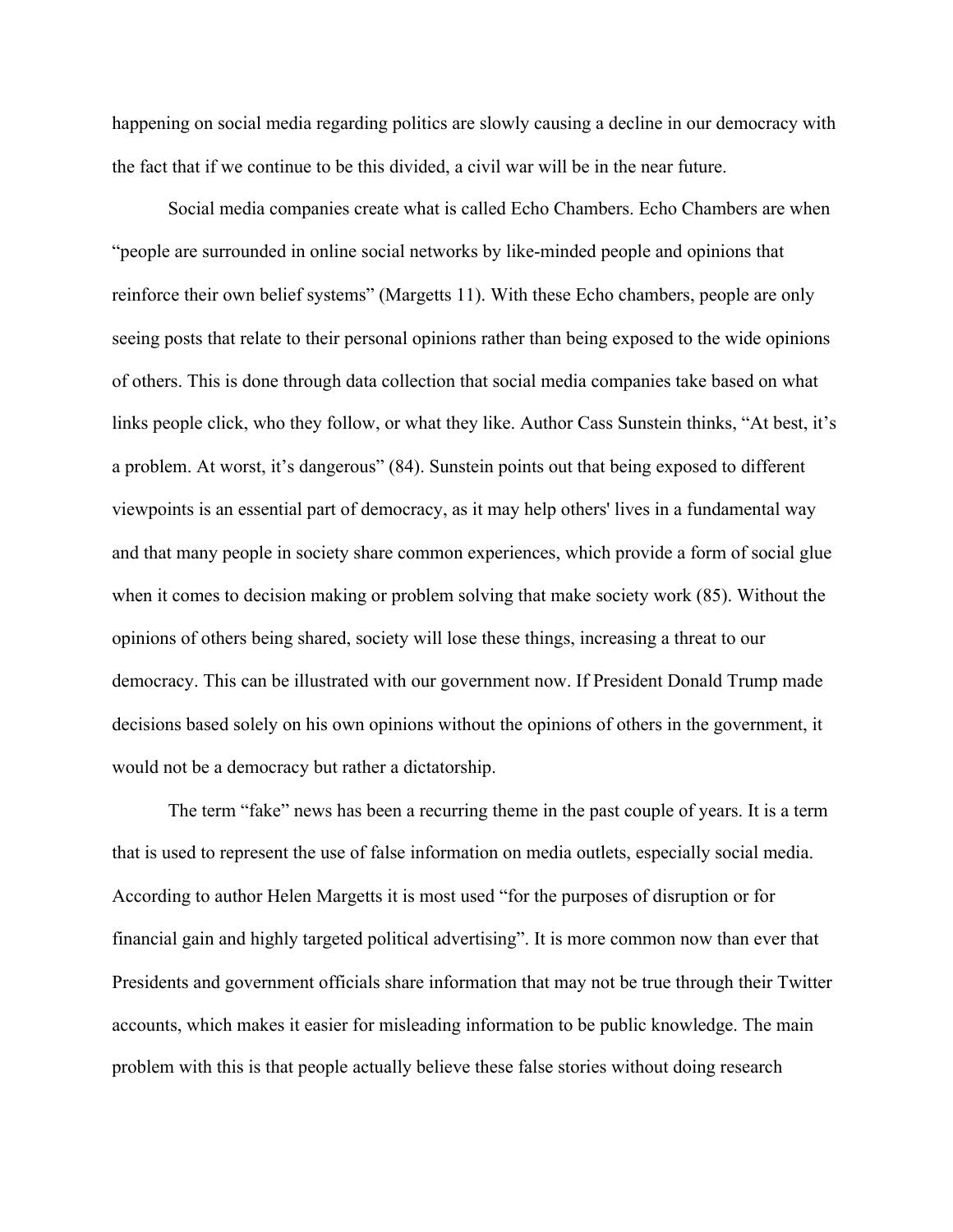happening on social media regarding politics are slowly causing a decline in our democracy with the fact that if we continue to be this divided, a civil war will be in the near future.

Social media companies create what is called Echo Chambers. Echo Chambers are when "people are surrounded in online social networks by like-minded people and opinions that reinforce their own belief systems" (Margetts 11). With these Echo chambers, people are only seeing posts that relate to their personal opinions rather than being exposed to the wide opinions of others. This is done through data collection that social media companies take based on what links people click, who they follow, or what they like. Author Cass Sunstein thinks, "At best, it's a problem. At worst, it's dangerous" (84). Sunstein points out that being exposed to different viewpoints is an essential part of democracy, as it may help others' lives in a fundamental way and that many people in society share common experiences, which provide a form of social glue when it comes to decision making or problem solving that make society work (85). Without the opinions of others being shared, society will lose these things, increasing a threat to our democracy. This can be illustrated with our government now. If President Donald Trump made decisions based solely on his own opinions without the opinions of others in the government, it would not be a democracy but rather a dictatorship.

The term "fake" news has been a recurring theme in the past couple of years. It is a term that is used to represent the use of false information on media outlets, especially social media. According to author Helen Margetts it is most used "for the purposes of disruption or for financial gain and highly targeted political advertising". It is more common now than ever that Presidents and government officials share information that may not be true through their Twitter accounts, which makes it easier for misleading information to be public knowledge. The main problem with this is that people actually believe these false stories without doing research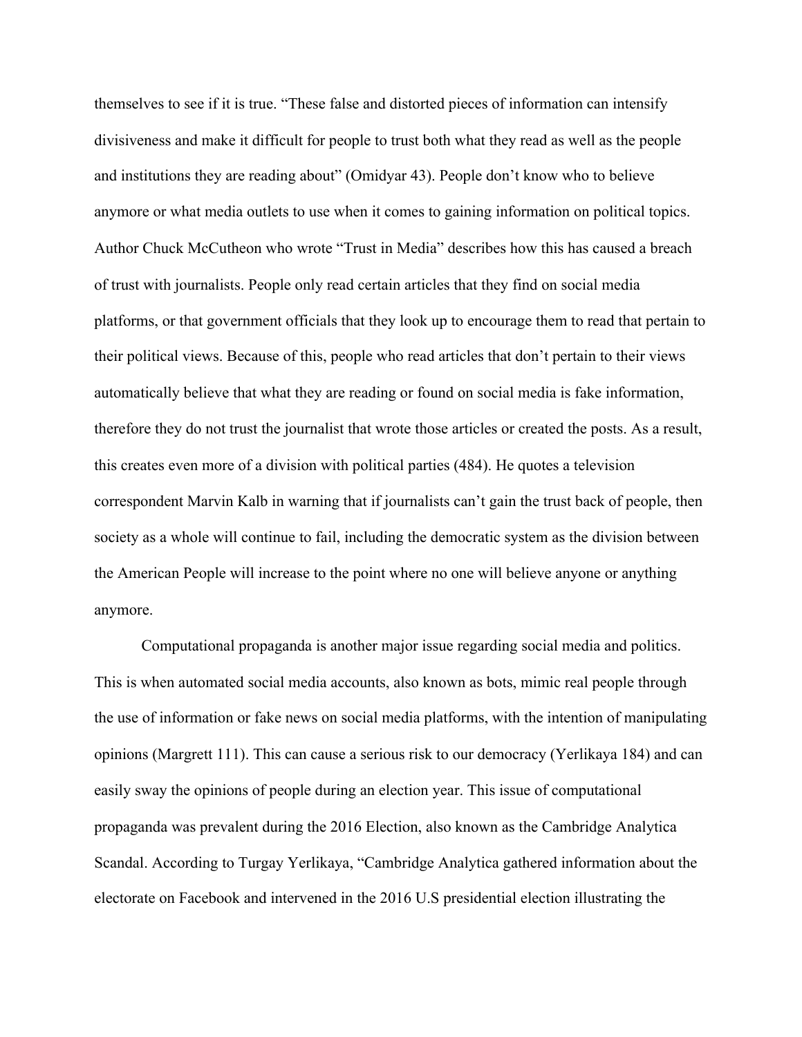themselves to see if it is true. “These false and distorted pieces of information can intensify divisiveness and make it difficult for people to trust both what they read as well as the people and institutions they are reading about” (Omidyar 43). People don’t know who to believe anymore or what media outlets to use when it comes to gaining information on political topics. Author Chuck McCutheon who wrote “Trust in Media” describes how this has caused a breach of trust with journalists. People only read certain articles that they find on social media platforms, or that government officials that they look up to encourage them to read that pertain to their political views. Because of this, people who read articles that don’t pertain to their views automatically believe that what they are reading or found on social media is fake information, therefore they do not trust the journalist that wrote those articles or created the posts. As a result, this creates even more of a division with political parties (484). He quotes a television correspondent Marvin Kalb in warning that if journalists can’t gain the trust back of people, then society as a whole will continue to fail, including the democratic system as the division between the American People will increase to the point where no one will believe anyone or anything anymore.

Computational propaganda is another major issue regarding social media and politics. This is when automated social media accounts, also known as bots, mimic real people through the use of information or fake news on social media platforms, with the intention of manipulating opinions (Margrett 111). This can cause a serious risk to our democracy (Yerlikaya 184) and can easily sway the opinions of people during an election year. This issue of computational propaganda was prevalent during the 2016 Election, also known as the Cambridge Analytica Scandal. According to Turgay Yerlikaya, “Cambridge Analytica gathered information about the electorate on Facebook and intervened in the 2016 U.S presidential election illustrating the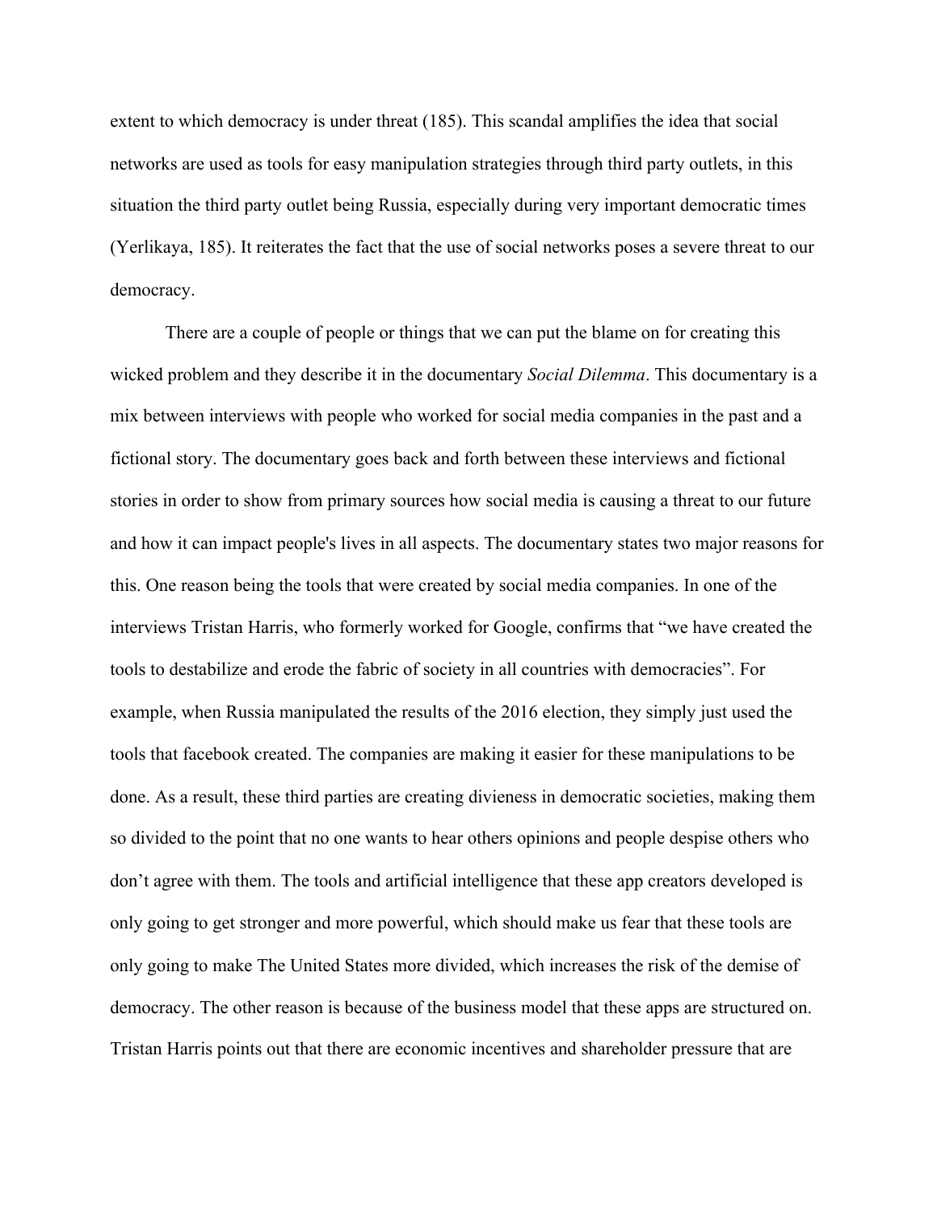extent to which democracy is under threat (185). This scandal amplifies the idea that social networks are used as tools for easy manipulation strategies through third party outlets, in this situation the third party outlet being Russia, especially during very important democratic times (Yerlikaya, 185). It reiterates the fact that the use of social networks poses a severe threat to our democracy.

There are a couple of people or things that we can put the blame on for creating this wicked problem and they describe it in the documentary *Social Dilemma*. This documentary is a mix between interviews with people who worked for social media companies in the past and a fictional story. The documentary goes back and forth between these interviews and fictional stories in order to show from primary sources how social media is causing a threat to our future and how it can impact people's lives in all aspects. The documentary states two major reasons for this. One reason being the tools that were created by social media companies. In one of the interviews Tristan Harris, who formerly worked for Google, confirms that "we have created the tools to destabilize and erode the fabric of society in all countries with democracies". For example, when Russia manipulated the results of the 2016 election, they simply just used the tools that facebook created. The companies are making it easier for these manipulations to be done. As a result, these third parties are creating divieness in democratic societies, making them so divided to the point that no one wants to hear others opinions and people despise others who don't agree with them. The tools and artificial intelligence that these app creators developed is only going to get stronger and more powerful, which should make us fear that these tools are only going to make The United States more divided, which increases the risk of the demise of democracy. The other reason is because of the business model that these apps are structured on. Tristan Harris points out that there are economic incentives and shareholder pressure that are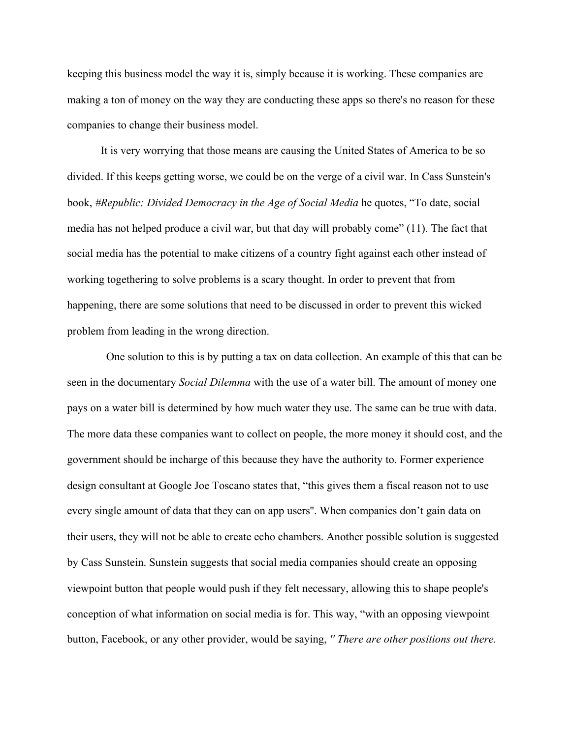keeping this business model the way it is, simply because it is working. These companies are making a ton of money on the way they are conducting these apps so there's no reason for these companies to change their business model.

It is very worrying that those means are causing the United States of America to be so divided. If this keeps getting worse, we could be on the verge of a civil war. In Cass Sunstein's book, *#Republic: Divided Democracy in the Age of Social Media* he quotes, “To date, social media has not helped produce a civil war, but that day will probably come” (11). The fact that social media has the potential to make citizens of a country fight against each other instead of working togethering to solve problems is a scary thought. In order to prevent that from happening, there are some solutions that need to be discussed in order to prevent this wicked problem from leading in the wrong direction.

One solution to this is by putting a tax on data collection. An example of this that can be seen in the documentary *Social Dilemma* with the use of a water bill. The amount of money one pays on a water bill is determined by how much water they use. The same can be true with data. The more data these companies want to collect on people, the more money it should cost, and the government should be incharge of this because they have the authority to. Former experience design consultant at Google Joe Toscano states that, “this gives them a fiscal reason not to use every single amount of data that they can on app users''. When companies don’t gain data on their users, they will not be able to create echo chambers. Another possible solution is suggested by Cass Sunstein. Sunstein suggests that social media companies should create an opposing viewpoint button that people would push if they felt necessary, allowing this to shape people's conception of what information on social media is for. This way, “with an opposing viewpoint button, Facebook, or any other provider, would be saying, *" There are other positions out there.*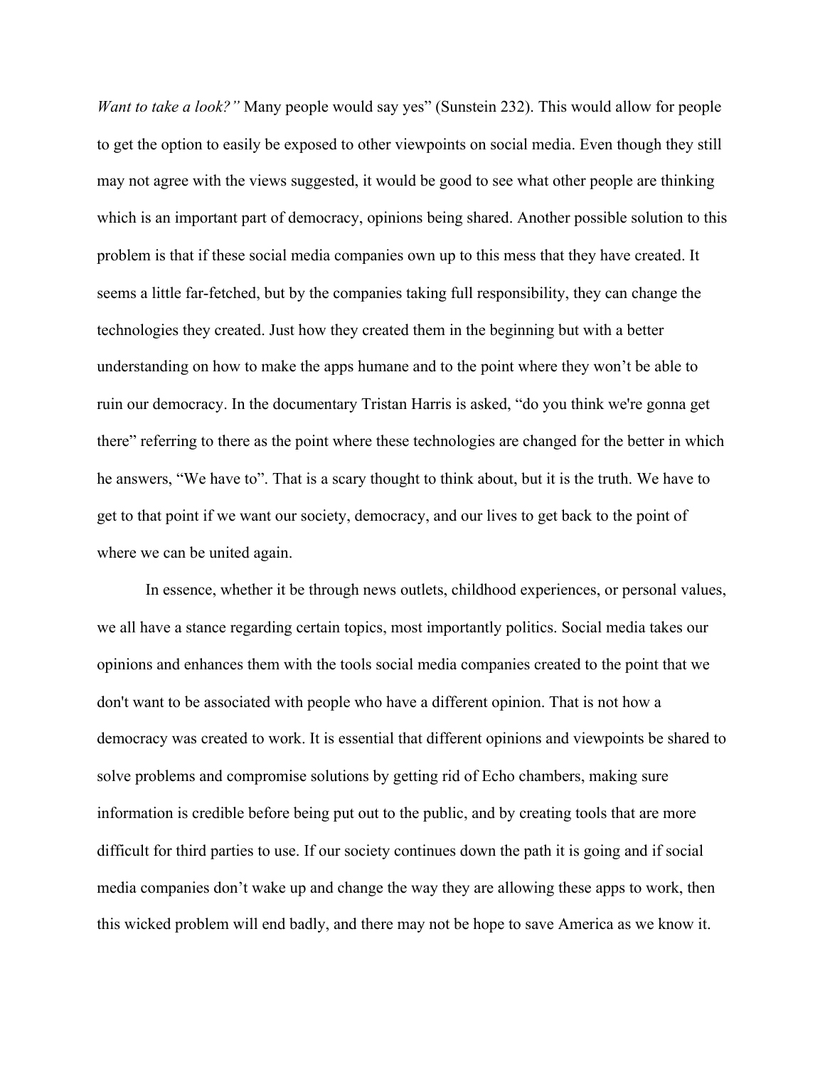*Want to take a look?"* Many people would say yes" (Sunstein 232). This would allow for people to get the option to easily be exposed to other viewpoints on social media. Even though they still may not agree with the views suggested, it would be good to see what other people are thinking which is an important part of democracy, opinions being shared. Another possible solution to this problem is that if these social media companies own up to this mess that they have created. It seems a little far-fetched, but by the companies taking full responsibility, they can change the technologies they created. Just how they created them in the beginning but with a better understanding on how to make the apps humane and to the point where they won't be able to ruin our democracy. In the documentary Tristan Harris is asked, "do you think we're gonna get there" referring to there as the point where these technologies are changed for the better in which he answers, "We have to". That is a scary thought to think about, but it is the truth. We have to get to that point if we want our society, democracy, and our lives to get back to the point of where we can be united again.

In essence, whether it be through news outlets, childhood experiences, or personal values, we all have a stance regarding certain topics, most importantly politics. Social media takes our opinions and enhances them with the tools social media companies created to the point that we don't want to be associated with people who have a different opinion. That is not how a democracy was created to work. It is essential that different opinions and viewpoints be shared to solve problems and compromise solutions by getting rid of Echo chambers, making sure information is credible before being put out to the public, and by creating tools that are more difficult for third parties to use. If our society continues down the path it is going and if social media companies don't wake up and change the way they are allowing these apps to work, then this wicked problem will end badly, and there may not be hope to save America as we know it.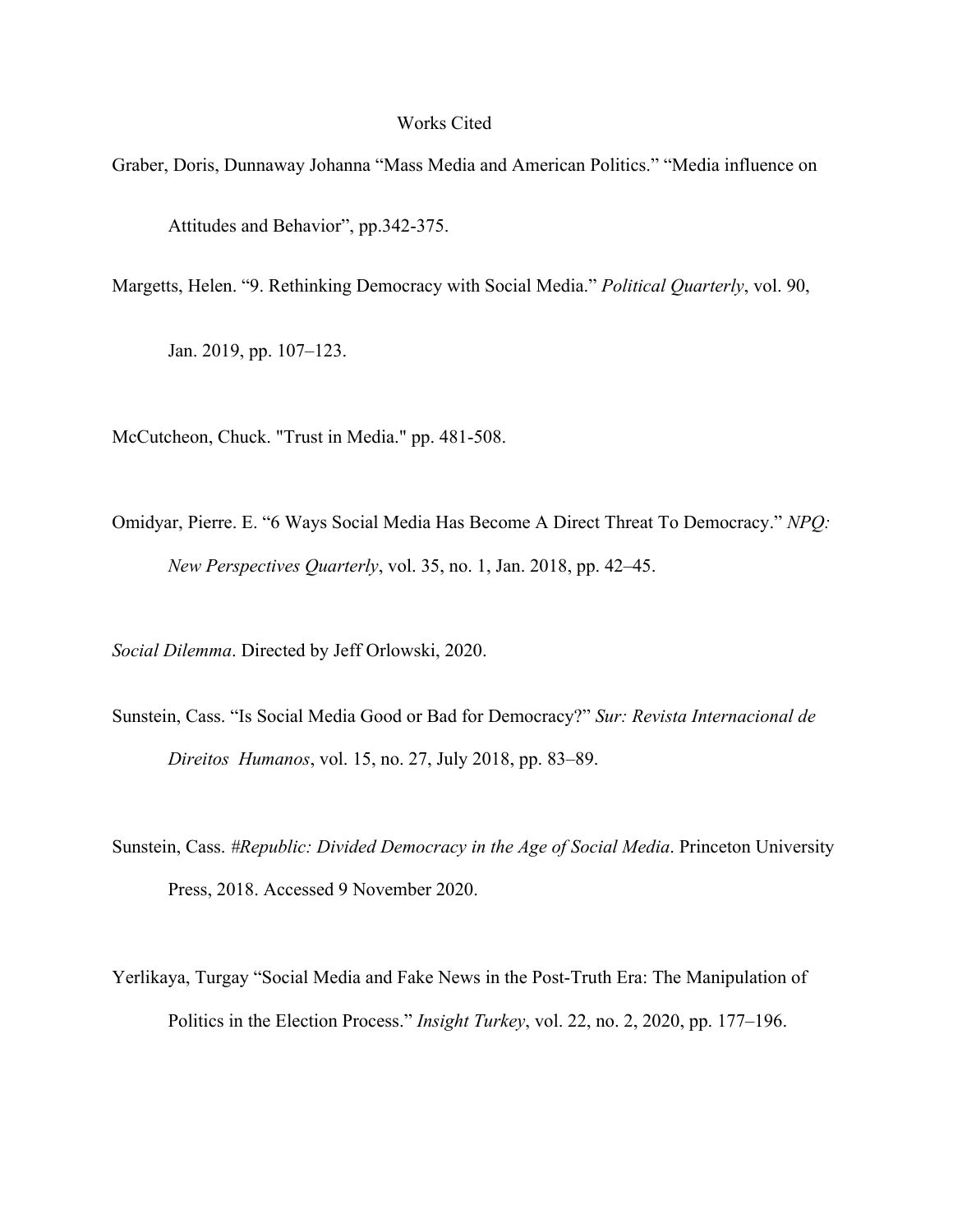# Works Cited

Graber, Doris, Dunnaway Johanna "Mass Media and American Politics." "Media influence on Attitudes and Behavior", pp.342-375.

Margetts, Helen. "9. Rethinking Democracy with Social Media." *Political Quarterly*, vol. 90, Jan. 2019, pp. 107–123.

McCutcheon, Chuck. "Trust in Media." pp. 481-508.

Omidyar, Pierre. E. "6 Ways Social Media Has Become A Direct Threat To Democracy." *NPQ: New Perspectives Quarterly*, vol. 35, no. 1, Jan. 2018, pp. 42–45.

*Social Dilemma*. Directed by Jeff Orlowski, 2020.

Sunstein, Cass. "Is Social Media Good or Bad for Democracy?" *Sur: Revista Internacional de Direitos Humanos*, vol. 15, no. 27, July 2018, pp. 83–89.

Sunstein, Cass. *#Republic: Divided Democracy in the Age of Social Media*. Princeton University Press, 2018. Accessed 9 November 2020.

Yerlikaya, Turgay "Social Media and Fake News in the Post-Truth Era: The Manipulation of Politics in the Election Process." *Insight Turkey*, vol. 22, no. 2, 2020, pp. 177–196.